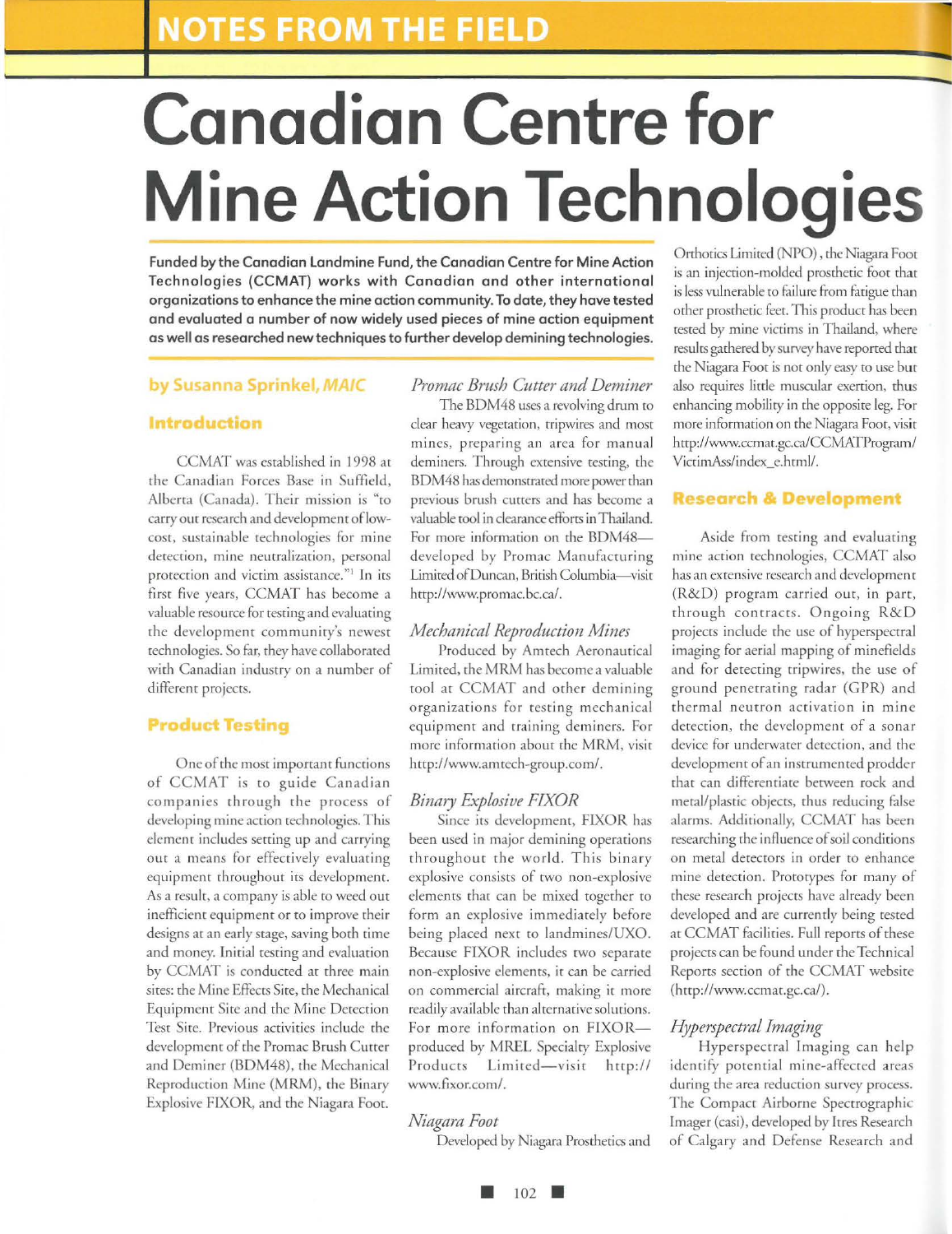NOTES FROM THE FIELD

# Canadian Centre for Mine Action Technologies

**Funded by the Canadian Landmine Fund, the Canadian Centre for Mine Action Technologies (CCMAT) works with Canadian and other international organizations to enhance the mine action community. To date, they have tested and evaluated a number of now widely used pieces of mine action equipment as well as researched new techniques to further develop demining technologies.**

**by Susanna Sprinkel, *MAIC***

## Introduction

CCMAT was established in 1998 at the Canadian Forces Base in Suffield, Alberta (Canada). Their mission is "to carry out research and development of low-cost, sustainable technologies for mine detection, mine neutralization, personal protection and victim assistance."[1] In its first five years, CCMAT has become a valuable resource for testing and evaluating the development community's newest technologies. So far, they have collaborated with Canadian industry on a number of different projects.

## Product Testing

One of the most important functions of CCMAT is to guide Canadian companies through the process of developing mine action technologies. This element includes setting up and carrying out a means for effectively evaluating equipment throughout its development. As a result, a company is able to weed out inefficient equipment or to improve their designs at an early stage, saving both time and money. Initial testing and evaluation by CCMAT is conducted at three main sites: the Mine Effects Site, the Mechanical Equipment Site and the Mine Detection Test Site. Previous activities include the development of the Promac Brush Cutter and Deminer (BDM48), the Mechanical Reproduction Mine (MRM), the Binary Explosive FIXOR, and the Niagara Foot.

### *Promac Brush Cutter and Deminer*

The BDM48 uses a revolving drum to clear heavy vegetation, tripwires and most mines, preparing an area for manual deminers. Through extensive testing, the BDM48 has demonstrated more power than previous brush cutters and has become a valuable tool in clearance efforts in Thailand. For more information on the BDM48—developed by Promac Manufacturing Limited of Duncan, British Columbia—visit http://www.promac.bc.ca/.

### *Mechanical Reproduction Mines*

Produced by Amtech Aeronautical Limited, the MRM has become a valuable tool at CCMAT and other demining organizations for testing mechanical equipment and training deminers. For more information about the MRM, visit http://www.amtech-group.com/.

### *Binary Explosive FIXOR*

Since its development, FIXOR has been used in major demining operations throughout the world. This binary explosive consists of two non-explosive elements that can be mixed together to form an explosive immediately before being placed next to landmines/UXO. Because FIXOR includes two separate non-explosive elements, it can be carried on commercial aircraft, making it more readily available than alternative solutions. For more information on FIXOR—produced by MREL Specialty Explosive Products Limited—visit http://www.fixor.com/.

### *Niagara Foot*

Developed by Niagara Prosthetics and Orthotics Limited (NPO), the Niagara Foot is an injection-molded prosthetic foot that is less vulnerable to failure from fatigue than other prosthetic feet. This product has been tested by mine victims in Thailand, where results gathered by survey have reported that the Niagara Foot is not only easy to use but also requires little muscular exertion, thus enhancing mobility in the opposite leg. For more information on the Niagara Foot, visit http://www.ccmat.gc.ca/CCMATProgram/VictimAss/index_e.html/.

## Research & Development

Aside from testing and evaluating mine action technologies, CCMAT also has an extensive research and development (R&D) program carried out, in part, through contracts. Ongoing R&D projects include the use of hyperspectral imaging for aerial mapping of minefields and for detecting tripwires, the use of ground penetrating radar (GPR) and thermal neutron activation in mine detection, the development of a sonar device for underwater detection, and the development of an instrumented prodder that can differentiate between rock and metal/plastic objects, thus reducing false alarms. Additionally, CCMAT has been researching the influence of soil conditions on metal detectors in order to enhance mine detection. Prototypes for many of these research projects have already been developed and are currently being tested at CCMAT facilities. Full reports of these projects can be found under the Technical Reports section of the CCMAT website (http://www.ccmat.gc.ca/).

### *Hyperspectral Imaging*

Hyperspectral Imaging can help identify potential mine-affected areas during the area reduction survey process. The Compact Airborne Spectrographic Imager (casi), developed by Itres Research of Calgary and Defense Research and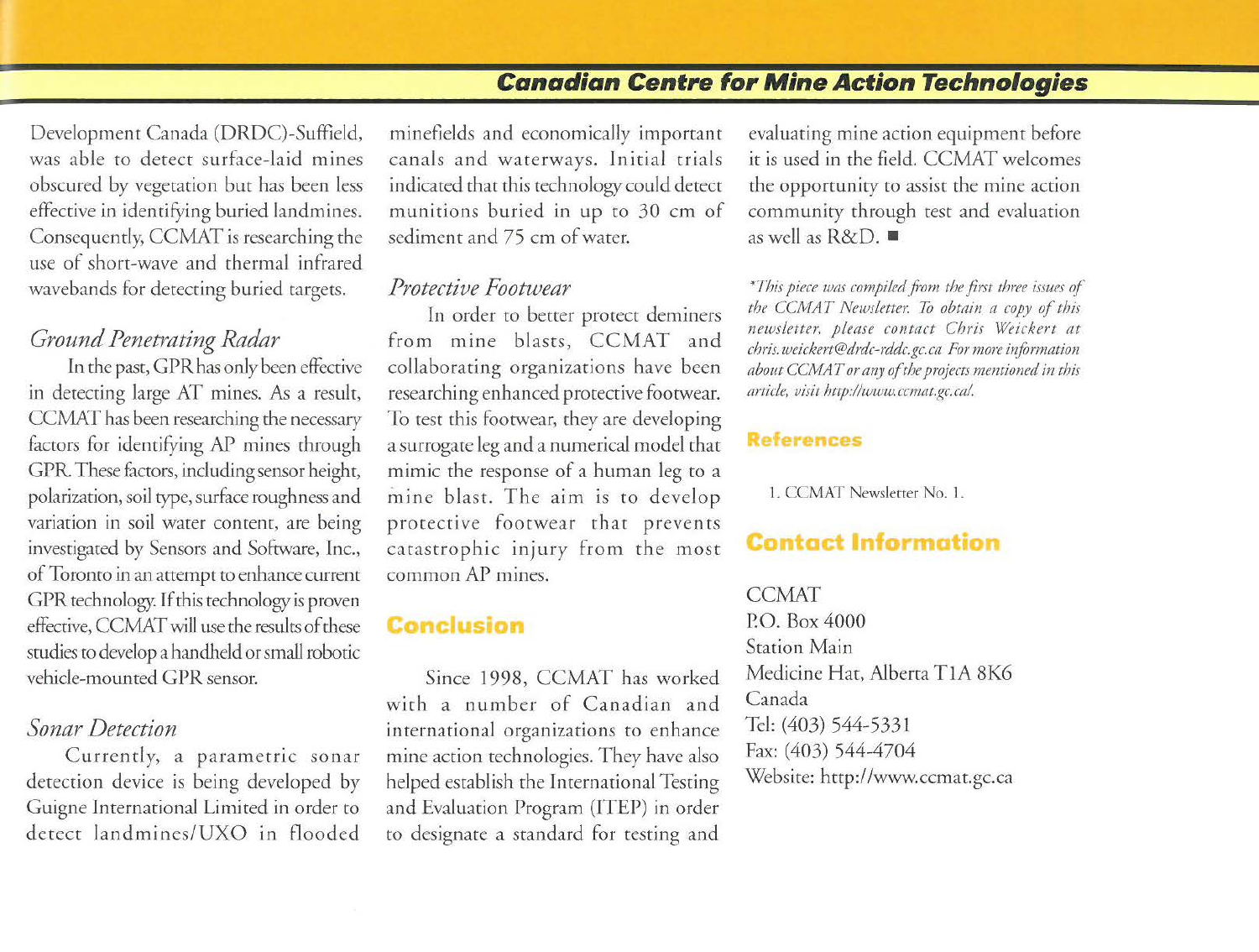Development Canada (DRDC)-Suffield, was able to detect surface-laid mines obscured by vegetation but has been less effective in identifying buried landmines. Consequently, CCMAT is researching the use of short-wave and thermal infrared wavebands for detecting buried targets.

### *Ground Penetrating Radar*

In the past, GPR has only been effective in detecting large AT mines. As a result, CCMAT has been researching the necessary factors for identifying AP mines through GPR. These factors, including sensor height, polarization, soil type, surface roughness and variation in soil water content, are being investigated by Sensors and Software, Inc., of Toronto in an attempt to enhance current GPR technology. If this technology is proven effective, CCMAT will use the results of these studies to develop a handheld or small robotic vehicle-mounted GPR sensor.

### *Sonar Detection*

Currently, a parametric sonar detection device is being developed by Guigne International Limited in order to detect landmines/UXO in flooded minefields and economically important canals and waterways. Initial trials indicated that this technology could detect munitions buried in up to 30 cm of sediment and 75 cm of water.

### *Protective Footwear*

In order to better protect deminers from mine blasts, CCMAT and collaborating organizations have been researching enhanced protective footwear. To test this footwear, they are developing a surrogate leg and a numerical model that mimic the response of a human leg to a mine blast. The aim is to develop protective footwear that prevents catastrophic injury from the most common AP mines.

## Conclusion

Since 1998, CCMAT has worked with a number of Canadian and international organizations to enhance mine action technologies. They have also helped establish the International Testing and Evaluation Program (ITEP) in order to designate a standard for testing and evaluating mine action equipment before it is used in the field. CCMAT welcomes the opportunity to assist the mine action community through test and evaluation as well as R&D. ■

*\*This piece was compiled from the first three issues of the CCMAT Newsletter. To obtain a copy of this newsletter, please contact Chris Weickert at chris.weickert@drdc-rddc.gc.ca For more information about CCMAT or any of the projects mentioned in this article, visit http://www.ccmat.gc.ca/.*

## References

1. CCMAT Newsletter No. 1.

## Contact Information

CCMAT
P.O. Box 4000
Station Main
Medicine Hat, Alberta T1A 8K6
Canada
Tel: (403) 544-5331
Fax: (403) 544-4704
Website: http://www.ccmat.gc.ca